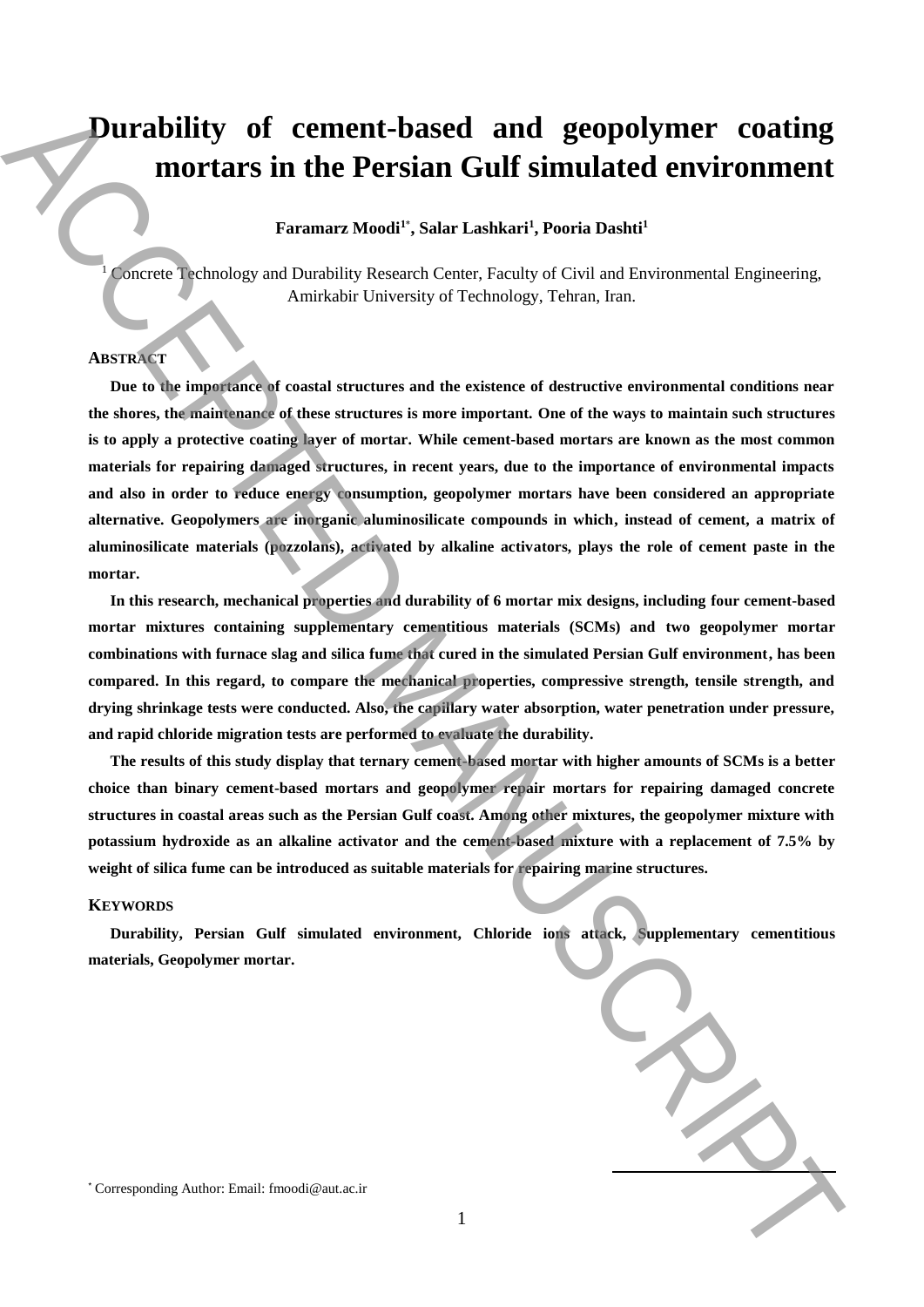# Durability of cement-based and geopolymer coating mortars in the Persian Gulf simulated environment

**Faramarz Moodi[1*], Salar Lashkari[1], Pooria Dashti[1]**

[1] Concrete Technology and Durability Research Center, Faculty of Civil and Environmental Engineering, Amirkabir University of Technology, Tehran, Iran.

## ABSTRACT

**Due to the importance of coastal structures and the existence of destructive environmental conditions near the shores, the maintenance of these structures is more important. One of the ways to maintain such structures is to apply a protective coating layer of mortar. While cement-based mortars are known as the most common materials for repairing damaged structures, in recent years, due to the importance of environmental impacts and also in order to reduce energy consumption, geopolymer mortars have been considered an appropriate alternative. Geopolymers are inorganic aluminosilicate compounds in which, instead of cement, a matrix of aluminosilicate materials (pozzolans), activated by alkaline activators, plays the role of cement paste in the mortar.**

**In this research, mechanical properties and durability of 6 mortar mix designs, including four cement-based mortar mixtures containing supplementary cementitious materials (SCMs) and two geopolymer mortar combinations with furnace slag and silica fume that cured in the simulated Persian Gulf environment, has been compared. In this regard, to compare the mechanical properties, compressive strength, tensile strength, and drying shrinkage tests were conducted. Also, the capillary water absorption, water penetration under pressure, and rapid chloride migration tests are performed to evaluate the durability.**

**The results of this study display that ternary cement-based mortar with higher amounts of SCMs is a better choice than binary cement-based mortars and geopolymer repair mortars for repairing damaged concrete structures in coastal areas such as the Persian Gulf coast. Among other mixtures, the geopolymer mixture with potassium hydroxide as an alkaline activator and the cement-based mixture with a replacement of 7.5% by weight of silica fume can be introduced as suitable materials for repairing marine structures.**

## KEYWORDS

**Durability, Persian Gulf simulated environment, Chloride ions attack, Supplementary cementitious materials, Geopolymer mortar.**

[*] Corresponding Author: Email: fmoodi@aut.ac.ir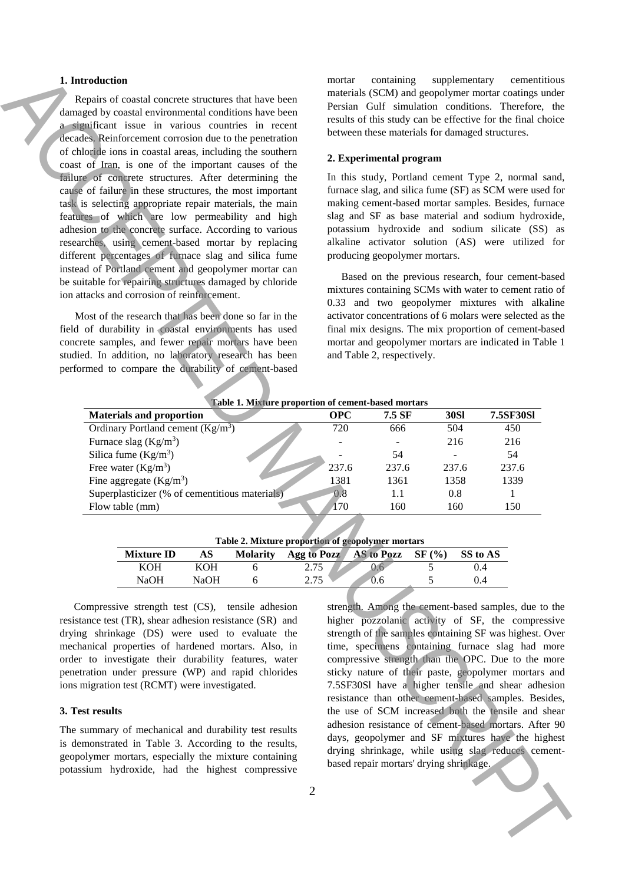## 1. Introduction

Repairs of coastal concrete structures that have been damaged by coastal environmental conditions have been a significant issue in various countries in recent decades. Reinforcement corrosion due to the penetration of chloride ions in coastal areas, including the southern coast of Iran, is one of the important causes of the failure of concrete structures. After determining the cause of failure in these structures, the most important task is selecting appropriate repair materials, the main features of which are low permeability and high adhesion to the concrete surface. According to various researches, using cement-based mortar by replacing different percentages of furnace slag and silica fume instead of Portland cement and geopolymer mortar can be suitable for repairing structures damaged by chloride ion attacks and corrosion of reinforcement.

Most of the research that has been done so far in the field of durability in coastal environments has used concrete samples, and fewer repair mortars have been studied. In addition, no laboratory research has been performed to compare the durability of cement-based mortar containing supplementary cementitious materials (SCM) and geopolymer mortar coatings under Persian Gulf simulation conditions. Therefore, the results of this study can be effective for the final choice between these materials for damaged structures.

## 2. Experimental program

In this study, Portland cement Type 2, normal sand, furnace slag, and silica fume (SF) as SCM were used for making cement-based mortar samples. Besides, furnace slag and SF as base material and sodium hydroxide, potassium hydroxide and sodium silicate (SS) as alkaline activator solution (AS) were utilized for producing geopolymer mortars.

Based on the previous research, four cement-based mixtures containing SCMs with water to cement ratio of 0.33 and two geopolymer mixtures with alkaline activator concentrations of 6 molars were selected as the final mix designs. The mix proportion of cement-based mortar and geopolymer mortars are indicated in Table 1 and Table 2, respectively.

**Table 1. Mixture proportion of cement-based mortars**

| Materials and proportion | OPC | 7.5 SF | 30Sl | 7.5SF30Sl |
|---|---|---|---|---|
| Ordinary Portland cement (Kg/m$^3$) | 720 | 666 | 504 | 450 |
| Furnace slag (Kg/m$^3$) | - | - | 216 | 216 |
| Silica fume (Kg/m$^3$) | - | 54 | - | 54 |
| Free water (Kg/m$^3$) | 237.6 | 237.6 | 237.6 | 237.6 |
| Fine aggregate (Kg/m$^3$) | 1381 | 1361 | 1358 | 1339 |
| Superplasticizer (% of cementitious materials) | 0.8 | 1.1 | 0.8 | 1 |
| Flow table (mm) | 170 | 160 | 160 | 150 |

**Table 2. Mixture proportion of geopolymer mortars**

| Mixture ID | AS | Molarity | Agg to Pozz | AS to Pozz | SF (%) | SS to AS |
|---|---|---|---|---|---|---|
| KOH | KOH | 6 | 2.75 | 0.6 | 5 | 0.4 |
| NaOH | NaOH | 6 | 2.75 | 0.6 | 5 | 0.4 |

Compressive strength test (CS), tensile adhesion resistance test (TR), shear adhesion resistance (SR) and drying shrinkage (DS) were used to evaluate the mechanical properties of hardened mortars. Also, in order to investigate their durability features, water penetration under pressure (WP) and rapid chlorides ions migration test (RCMT) were investigated.

## 3. Test results

The summary of mechanical and durability test results is demonstrated in Table 3. According to the results, geopolymer mortars, especially the mixture containing potassium hydroxide, had the highest compressive strength. Among the cement-based samples, due to the higher pozzolanic activity of SF, the compressive strength of the samples containing SF was highest. Over time, specimens containing furnace slag had more compressive strength than the OPC. Due to the more sticky nature of their paste, geopolymer mortars and 7.5SF30Sl have a higher tensile and shear adhesion resistance than other cement-based samples. Besides, the use of SCM increased both the tensile and shear adhesion resistance of cement-based mortars. After 90 days, geopolymer and SF mixtures have the highest drying shrinkage, while using slag reduces cement-based repair mortars' drying shrinkage.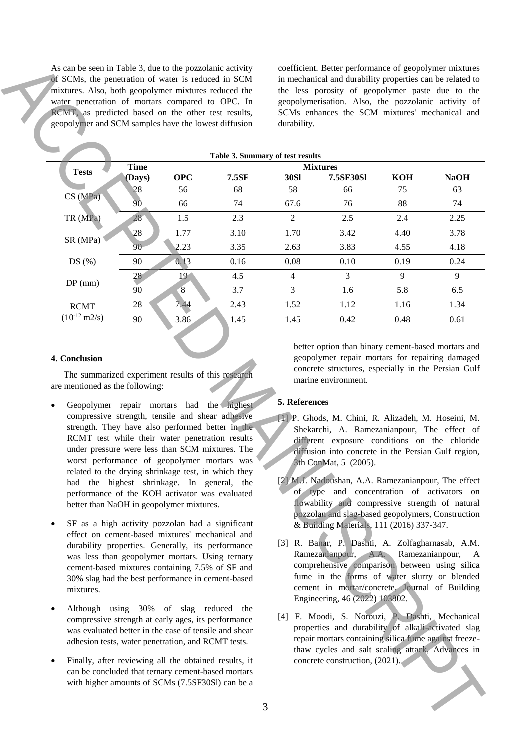As can be seen in Table 3, due to the pozzolanic activity of SCMs, the penetration of water is reduced in SCM mixtures. Also, both geopolymer mixtures reduced the water penetration of mortars compared to OPC. In RCMT, as predicted based on the other test results, geopolymer and SCM samples have the lowest diffusion coefficient. Better performance of geopolymer mixtures in mechanical and durability properties can be related to the less porosity of geopolymer paste due to the geopolymerisation. Also, the pozzolanic activity of SCMs enhances the SCM mixtures' mechanical and durability.

**Table 3. Summary of test results**

| Tests | Time (Days) | Mixtures | | | | | |
|---|---|---|---|---|---|---|---|
| | | OPC | 7.5SF | 30Sl | 7.5SF30Sl | KOH | NaOH |
| CS (MPa) | 28 | 56 | 68 | 58 | 66 | 75 | 63 |
| | 90 | 66 | 74 | 67.6 | 76 | 88 | 74 |
| TR (MPa) | 28 | 1.5 | 2.3 | 2 | 2.5 | 2.4 | 2.25 |
| SR (MPa) | 28 | 1.77 | 3.10 | 1.70 | 3.42 | 4.40 | 3.78 |
| | 90 | 2.23 | 3.35 | 2.63 | 3.83 | 4.55 | 4.18 |
| DS (%) | 90 | 0.13 | 0.16 | 0.08 | 0.10 | 0.19 | 0.24 |
| DP (mm) | 28 | 19 | 4.5 | 4 | 3 | 9 | 9 |
| | 90 | 8 | 3.7 | 3 | 1.6 | 5.8 | 6.5 |
| RCMT ($10^{-12}$ m2/s) | 28 | 7.44 | 2.43 | 1.52 | 1.12 | 1.16 | 1.34 |
| | 90 | 3.86 | 1.45 | 1.45 | 0.42 | 0.48 | 0.61 |

## 4. Conclusion

The summarized experiment results of this research are mentioned as the following:

- Geopolymer repair mortars had the highest compressive strength, tensile and shear adhesive strength. They have also performed better in the RCMT test while their water penetration results under pressure were less than SCM mixtures. The worst performance of geopolymer mortars was related to the drying shrinkage test, in which they had the highest shrinkage. In general, the performance of the KOH activator was evaluated better than NaOH in geopolymer mixtures.
- SF as a high activity pozzolan had a significant effect on cement-based mixtures' mechanical and durability properties. Generally, its performance was less than geopolymer mortars. Using ternary cement-based mixtures containing 7.5% of SF and 30% slag had the best performance in cement-based mixtures.
- Although using 30% of slag reduced the compressive strength at early ages, its performance was evaluated better in the case of tensile and shear adhesion tests, water penetration, and RCMT tests.
- Finally, after reviewing all the obtained results, it can be concluded that ternary cement-based mortars with higher amounts of SCMs (7.5SF30Sl) can be a better option than binary cement-based mortars and geopolymer repair mortars for repairing damaged concrete structures, especially in the Persian Gulf marine environment.

## 5. References

[1] P. Ghods, M. Chini, R. Alizadeh, M. Hoseini, M. Shekarchi, A. Ramezanianpour, The effect of different exposure conditions on the chloride diffusion into concrete in the Persian Gulf region, 3th ConMat, 5 (2005).

[2] M.J. Nadoushan, A.A. Ramezanianpour, The effect of type and concentration of activators on flowability and compressive strength of natural pozzolan and slag-based geopolymers, Construction & Building Materials, 111 (2016) 337-347.

[3] R. Banar, P. Dashti, A. Zolfagharnasab, A.M. Ramezanianpour, A.A. Ramezanianpour, A comprehensive comparison between using silica fume in the forms of water slurry or blended cement in mortar/concrete, Journal of Building Engineering, 46 (2022) 103802.

[4] F. Moodi, S. Norouzi, P. Dashti, Mechanical properties and durability of alkali-activated slag repair mortars containing silica fume against freeze-thaw cycles and salt scaling attack, Advances in concrete construction, (2021).